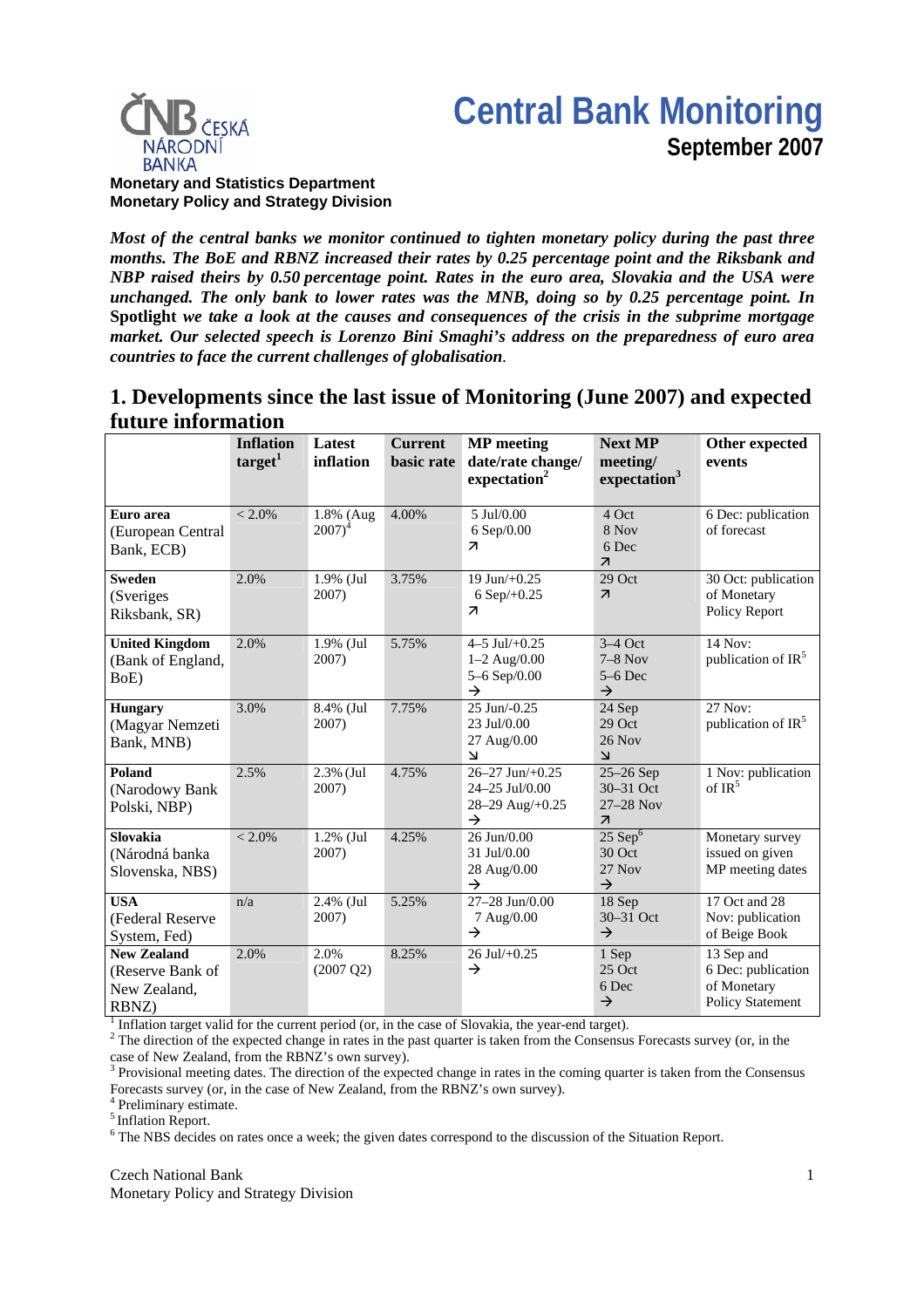# Central Bank Monitoring

## September 2007

ČNB ČESKÁ NÁRODNÍ BANKA

**Monetary and Statistics Department**
**Monetary Policy and Strategy Division**

***Most of the central banks we monitor continued to tighten monetary policy during the past three months. The BoE and RBNZ increased their rates by 0.25 percentage point and the Riksbank and NBP raised theirs by 0.50 percentage point. Rates in the euro area, Slovakia and the USA were unchanged. The only bank to lower rates was the MNB, doing so by 0.25 percentage point. In* Spotlight *we take a look at the causes and consequences of the crisis in the subprime mortgage market. Our selected speech is Lorenzo Bini Smaghi's address on the preparedness of euro area countries to face the current challenges of globalisation*.**

## 1. Developments since the last issue of Monitoring (June 2007) and expected future information

| | Inflation target[1] | Latest inflation | Current basic rate | MP meeting date/rate change/ expectation[2] | Next MP meeting/ expectation[3] | Other expected events |
|---|---|---|---|---|---|---|
| **Euro area** (European Central Bank, ECB) | < 2.0% | 1.8% (Aug 2007)[4] | 4.00% | 5 Jul/0.00<br>6 Sep/0.00<br>↗ | 4 Oct<br>8 Nov<br>6 Dec<br>↗ | 6 Dec: publication of forecast |
| **Sweden** (Sveriges Riksbank, SR) | 2.0% | 1.9% (Jul 2007) | 3.75% | 19 Jun/+0.25<br>6 Sep/+0.25<br>↗ | 29 Oct<br>↗ | 30 Oct: publication of Monetary Policy Report |
| **United Kingdom** (Bank of England, BoE) | 2.0% | 1.9% (Jul 2007) | 5.75% | 4–5 Jul/+0.25<br>1–2 Aug/0.00<br>5–6 Sep/0.00<br>→ | 3–4 Oct<br>7–8 Nov<br>5–6 Dec<br>→ | 14 Nov: publication of IR[5] |
| **Hungary** (Magyar Nemzeti Bank, MNB) | 3.0% | 8.4% (Jul 2007) | 7.75% | 25 Jun/-0.25<br>23 Jul/0.00<br>27 Aug/0.00<br>↘ | 24 Sep<br>29 Oct<br>26 Nov<br>↘ | 27 Nov: publication of IR[5] |
| **Poland** (Narodowy Bank Polski, NBP) | 2.5% | 2.3% (Jul 2007) | 4.75% | 26–27 Jun/+0.25<br>24–25 Jul/0.00<br>28–29 Aug/+0.25<br>→ | 25–26 Sep<br>30–31 Oct<br>27–28 Nov<br>↗ | 1 Nov: publication of IR[5] |
| **Slovakia** (Národná banka Slovenska, NBS) | < 2.0% | 1.2% (Jul 2007) | 4.25% | 26 Jun/0.00<br>31 Jul/0.00<br>28 Aug/0.00<br>→ | 25 Sep[6]<br>30 Oct<br>27 Nov<br>→ | Monetary survey issued on given MP meeting dates |
| **USA** (Federal Reserve System, Fed) | n/a | 2.4% (Jul 2007) | 5.25% | 27–28 Jun/0.00<br>7 Aug/0.00<br>→ | 18 Sep<br>30–31 Oct<br>→ | 17 Oct and 28 Nov: publication of Beige Book |
| **New Zealand** (Reserve Bank of New Zealand, RBNZ) | 2.0% | 2.0% (2007 Q2) | 8.25% | 26 Jul/+0.25<br>→ | 1 Sep<br>25 Oct<br>6 Dec<br>→ | 13 Sep and 6 Dec: publication of Monetary Policy Statement |

[1] Inflation target valid for the current period (or, in the case of Slovakia, the year-end target).
[2] The direction of the expected change in rates in the past quarter is taken from the Consensus Forecasts survey (or, in the case of New Zealand, from the RBNZ's own survey).
[3] Provisional meeting dates. The direction of the expected change in rates in the coming quarter is taken from the Consensus Forecasts survey (or, in the case of New Zealand, from the RBNZ's own survey).
[4] Preliminary estimate.
[5] Inflation Report.
[6] The NBS decides on rates once a week; the given dates correspond to the discussion of the Situation Report.

Czech National Bank
Monetary Policy and Strategy Division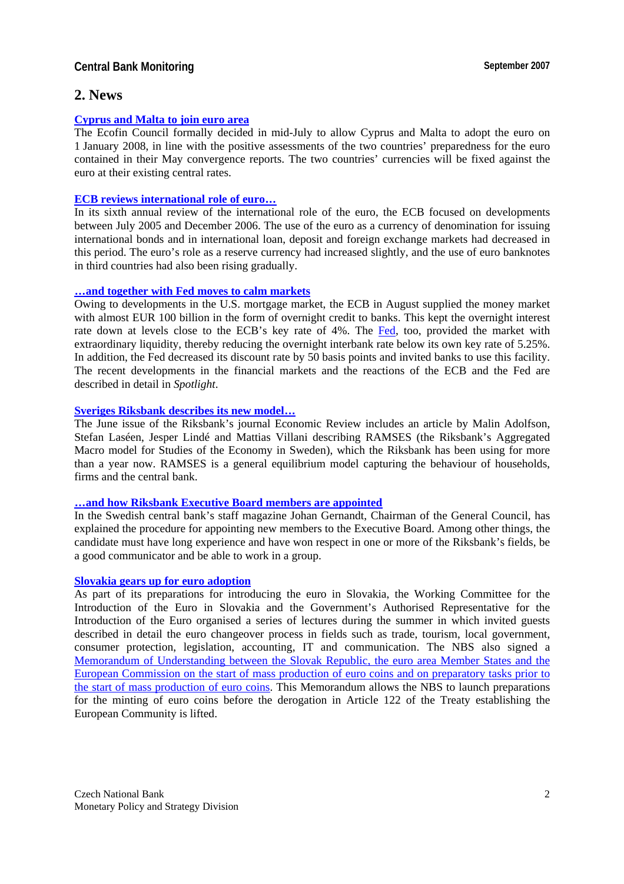## 2. News

### Cyprus and Malta to join euro area

The Ecofin Council formally decided in mid-July to allow Cyprus and Malta to adopt the euro on 1 January 2008, in line with the positive assessments of the two countries' preparedness for the euro contained in their May convergence reports. The two countries' currencies will be fixed against the euro at their existing central rates.

### ECB reviews international role of euro…

In its sixth annual review of the international role of the euro, the ECB focused on developments between July 2005 and December 2006. The use of the euro as a currency of denomination for issuing international bonds and in international loan, deposit and foreign exchange markets had decreased in this period. The euro's role as a reserve currency had increased slightly, and the use of euro banknotes in third countries had also been rising gradually.

### …and together with Fed moves to calm markets

Owing to developments in the U.S. mortgage market, the ECB in August supplied the money market with almost EUR 100 billion in the form of overnight credit to banks. This kept the overnight interest rate down at levels close to the ECB's key rate of 4%. The Fed, too, provided the market with extraordinary liquidity, thereby reducing the overnight interbank rate below its own key rate of 5.25%. In addition, the Fed decreased its discount rate by 50 basis points and invited banks to use this facility. The recent developments in the financial markets and the reactions of the ECB and the Fed are described in detail in *Spotlight*.

### Sveriges Riksbank describes its new model…

The June issue of the Riksbank's journal Economic Review includes an article by Malin Adolfson, Stefan Laséen, Jesper Lindé and Mattias Villani describing RAMSES (the Riksbank's Aggregated Macro model for Studies of the Economy in Sweden), which the Riksbank has been using for more than a year now. RAMSES is a general equilibrium model capturing the behaviour of households, firms and the central bank.

### …and how Riksbank Executive Board members are appointed

In the Swedish central bank's staff magazine Johan Gernandt, Chairman of the General Council, has explained the procedure for appointing new members to the Executive Board. Among other things, the candidate must have long experience and have won respect in one or more of the Riksbank's fields, be a good communicator and be able to work in a group.

### Slovakia gears up for euro adoption

As part of its preparations for introducing the euro in Slovakia, the Working Committee for the Introduction of the Euro in Slovakia and the Government's Authorised Representative for the Introduction of the Euro organised a series of lectures during the summer in which invited guests described in detail the euro changeover process in fields such as trade, tourism, local government, consumer protection, legislation, accounting, IT and communication. The NBS also signed a Memorandum of Understanding between the Slovak Republic, the euro area Member States and the European Commission on the start of mass production of euro coins and on preparatory tasks prior to the start of mass production of euro coins. This Memorandum allows the NBS to launch preparations for the minting of euro coins before the derogation in Article 122 of the Treaty establishing the European Community is lifted.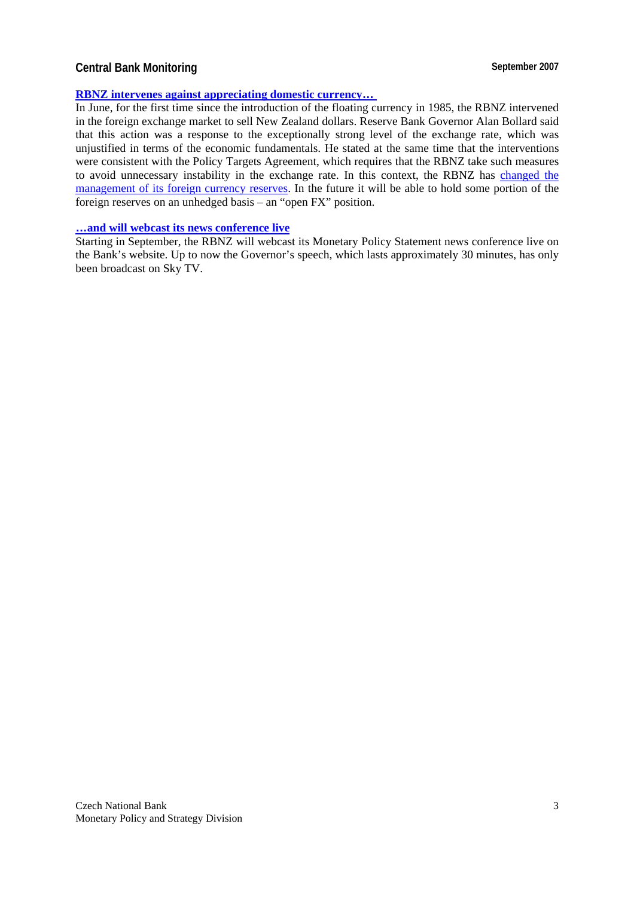### RBNZ intervenes against appreciating domestic currency…

In June, for the first time since the introduction of the floating currency in 1985, the RBNZ intervened in the foreign exchange market to sell New Zealand dollars. Reserve Bank Governor Alan Bollard said that this action was a response to the exceptionally strong level of the exchange rate, which was unjustified in terms of the economic fundamentals. He stated at the same time that the interventions were consistent with the Policy Targets Agreement, which requires that the RBNZ take such measures to avoid unnecessary instability in the exchange rate. In this context, the RBNZ has changed the management of its foreign currency reserves. In the future it will be able to hold some portion of the foreign reserves on an unhedged basis – an "open FX" position.

### …and will webcast its news conference live

Starting in September, the RBNZ will webcast its Monetary Policy Statement news conference live on the Bank's website. Up to now the Governor's speech, which lasts approximately 30 minutes, has only been broadcast on Sky TV.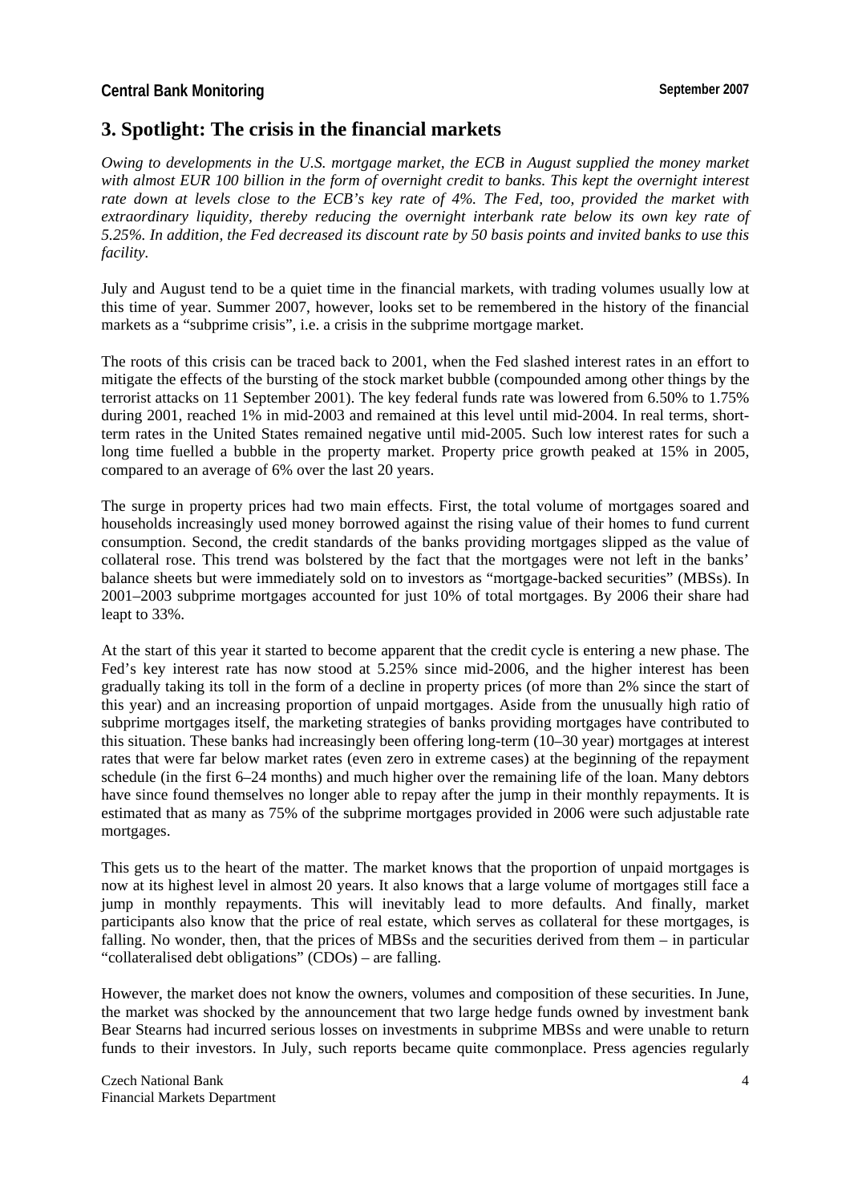## 3. Spotlight: The crisis in the financial markets

*Owing to developments in the U.S. mortgage market, the ECB in August supplied the money market with almost EUR 100 billion in the form of overnight credit to banks. This kept the overnight interest rate down at levels close to the ECB's key rate of 4%. The Fed, too, provided the market with extraordinary liquidity, thereby reducing the overnight interbank rate below its own key rate of 5.25%. In addition, the Fed decreased its discount rate by 50 basis points and invited banks to use this facility.*

July and August tend to be a quiet time in the financial markets, with trading volumes usually low at this time of year. Summer 2007, however, looks set to be remembered in the history of the financial markets as a "subprime crisis", i.e. a crisis in the subprime mortgage market.

The roots of this crisis can be traced back to 2001, when the Fed slashed interest rates in an effort to mitigate the effects of the bursting of the stock market bubble (compounded among other things by the terrorist attacks on 11 September 2001). The key federal funds rate was lowered from 6.50% to 1.75% during 2001, reached 1% in mid-2003 and remained at this level until mid-2004. In real terms, short-term rates in the United States remained negative until mid-2005. Such low interest rates for such a long time fuelled a bubble in the property market. Property price growth peaked at 15% in 2005, compared to an average of 6% over the last 20 years.

The surge in property prices had two main effects. First, the total volume of mortgages soared and households increasingly used money borrowed against the rising value of their homes to fund current consumption. Second, the credit standards of the banks providing mortgages slipped as the value of collateral rose. This trend was bolstered by the fact that the mortgages were not left in the banks' balance sheets but were immediately sold on to investors as "mortgage-backed securities" (MBSs). In 2001–2003 subprime mortgages accounted for just 10% of total mortgages. By 2006 their share had leapt to 33%.

At the start of this year it started to become apparent that the credit cycle is entering a new phase. The Fed's key interest rate has now stood at 5.25% since mid-2006, and the higher interest has been gradually taking its toll in the form of a decline in property prices (of more than 2% since the start of this year) and an increasing proportion of unpaid mortgages. Aside from the unusually high ratio of subprime mortgages itself, the marketing strategies of banks providing mortgages have contributed to this situation. These banks had increasingly been offering long-term (10–30 year) mortgages at interest rates that were far below market rates (even zero in extreme cases) at the beginning of the repayment schedule (in the first 6–24 months) and much higher over the remaining life of the loan. Many debtors have since found themselves no longer able to repay after the jump in their monthly repayments. It is estimated that as many as 75% of the subprime mortgages provided in 2006 were such adjustable rate mortgages.

This gets us to the heart of the matter. The market knows that the proportion of unpaid mortgages is now at its highest level in almost 20 years. It also knows that a large volume of mortgages still face a jump in monthly repayments. This will inevitably lead to more defaults. And finally, market participants also know that the price of real estate, which serves as collateral for these mortgages, is falling. No wonder, then, that the prices of MBSs and the securities derived from them – in particular "collateralised debt obligations" (CDOs) – are falling.

However, the market does not know the owners, volumes and composition of these securities. In June, the market was shocked by the announcement that two large hedge funds owned by investment bank Bear Stearns had incurred serious losses on investments in subprime MBSs and were unable to return funds to their investors. In July, such reports became quite commonplace. Press agencies regularly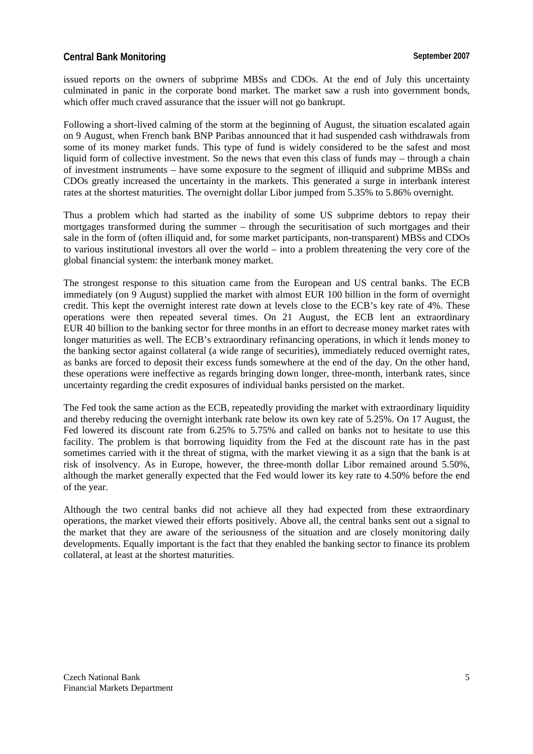issued reports on the owners of subprime MBSs and CDOs. At the end of July this uncertainty culminated in panic in the corporate bond market. The market saw a rush into government bonds, which offer much craved assurance that the issuer will not go bankrupt.

Following a short-lived calming of the storm at the beginning of August, the situation escalated again on 9 August, when French bank BNP Paribas announced that it had suspended cash withdrawals from some of its money market funds. This type of fund is widely considered to be the safest and most liquid form of collective investment. So the news that even this class of funds may – through a chain of investment instruments – have some exposure to the segment of illiquid and subprime MBSs and CDOs greatly increased the uncertainty in the markets. This generated a surge in interbank interest rates at the shortest maturities. The overnight dollar Libor jumped from 5.35% to 5.86% overnight.

Thus a problem which had started as the inability of some US subprime debtors to repay their mortgages transformed during the summer – through the securitisation of such mortgages and their sale in the form of (often illiquid and, for some market participants, non-transparent) MBSs and CDOs to various institutional investors all over the world – into a problem threatening the very core of the global financial system: the interbank money market.

The strongest response to this situation came from the European and US central banks. The ECB immediately (on 9 August) supplied the market with almost EUR 100 billion in the form of overnight credit. This kept the overnight interest rate down at levels close to the ECB's key rate of 4%. These operations were then repeated several times. On 21 August, the ECB lent an extraordinary EUR 40 billion to the banking sector for three months in an effort to decrease money market rates with longer maturities as well. The ECB's extraordinary refinancing operations, in which it lends money to the banking sector against collateral (a wide range of securities), immediately reduced overnight rates, as banks are forced to deposit their excess funds somewhere at the end of the day. On the other hand, these operations were ineffective as regards bringing down longer, three-month, interbank rates, since uncertainty regarding the credit exposures of individual banks persisted on the market.

The Fed took the same action as the ECB, repeatedly providing the market with extraordinary liquidity and thereby reducing the overnight interbank rate below its own key rate of 5.25%. On 17 August, the Fed lowered its discount rate from 6.25% to 5.75% and called on banks not to hesitate to use this facility. The problem is that borrowing liquidity from the Fed at the discount rate has in the past sometimes carried with it the threat of stigma, with the market viewing it as a sign that the bank is at risk of insolvency. As in Europe, however, the three-month dollar Libor remained around 5.50%, although the market generally expected that the Fed would lower its key rate to 4.50% before the end of the year.

Although the two central banks did not achieve all they had expected from these extraordinary operations, the market viewed their efforts positively. Above all, the central banks sent out a signal to the market that they are aware of the seriousness of the situation and are closely monitoring daily developments. Equally important is the fact that they enabled the banking sector to finance its problem collateral, at least at the shortest maturities.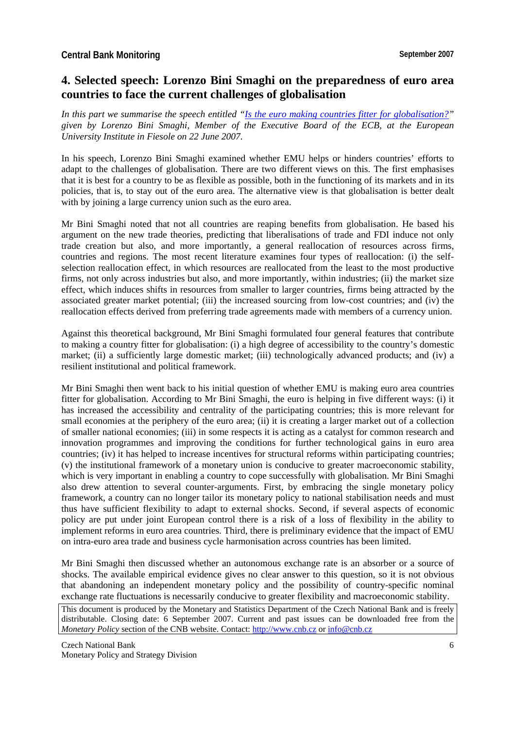## 4. Selected speech: Lorenzo Bini Smaghi on the preparedness of euro area countries to face the current challenges of globalisation

*In this part we summarise the speech entitled "[Is the euro making countries fitter for globalisation?](#)" given by Lorenzo Bini Smaghi, Member of the Executive Board of the ECB, at the European University Institute in Fiesole on 22 June 2007.*

In his speech, Lorenzo Bini Smaghi examined whether EMU helps or hinders countries' efforts to adapt to the challenges of globalisation. There are two different views on this. The first emphasises that it is best for a country to be as flexible as possible, both in the functioning of its markets and in its policies, that is, to stay out of the euro area. The alternative view is that globalisation is better dealt with by joining a large currency union such as the euro area.

Mr Bini Smaghi noted that not all countries are reaping benefits from globalisation. He based his argument on the new trade theories, predicting that liberalisations of trade and FDI induce not only trade creation but also, and more importantly, a general reallocation of resources across firms, countries and regions. The most recent literature examines four types of reallocation: (i) the self-selection reallocation effect, in which resources are reallocated from the least to the most productive firms, not only across industries but also, and more importantly, within industries; (ii) the market size effect, which induces shifts in resources from smaller to larger countries, firms being attracted by the associated greater market potential; (iii) the increased sourcing from low-cost countries; and (iv) the reallocation effects derived from preferring trade agreements made with members of a currency union.

Against this theoretical background, Mr Bini Smaghi formulated four general features that contribute to making a country fitter for globalisation: (i) a high degree of accessibility to the country's domestic market; (ii) a sufficiently large domestic market; (iii) technologically advanced products; and (iv) a resilient institutional and political framework.

Mr Bini Smaghi then went back to his initial question of whether EMU is making euro area countries fitter for globalisation. According to Mr Bini Smaghi, the euro is helping in five different ways: (i) it has increased the accessibility and centrality of the participating countries; this is more relevant for small economies at the periphery of the euro area; (ii) it is creating a larger market out of a collection of smaller national economies; (iii) in some respects it is acting as a catalyst for common research and innovation programmes and improving the conditions for further technological gains in euro area countries; (iv) it has helped to increase incentives for structural reforms within participating countries; (v) the institutional framework of a monetary union is conducive to greater macroeconomic stability, which is very important in enabling a country to cope successfully with globalisation. Mr Bini Smaghi also drew attention to several counter-arguments. First, by embracing the single monetary policy framework, a country can no longer tailor its monetary policy to national stabilisation needs and must thus have sufficient flexibility to adapt to external shocks. Second, if several aspects of economic policy are put under joint European control there is a risk of a loss of flexibility in the ability to implement reforms in euro area countries. Third, there is preliminary evidence that the impact of EMU on intra-euro area trade and business cycle harmonisation across countries has been limited.

Mr Bini Smaghi then discussed whether an autonomous exchange rate is an absorber or a source of shocks. The available empirical evidence gives no clear answer to this question, so it is not obvious that abandoning an independent monetary policy and the possibility of country-specific nominal exchange rate fluctuations is necessarily conducive to greater flexibility and macroeconomic stability.

This document is produced by the Monetary and Statistics Department of the Czech National Bank and is freely distributable. Closing date: 6 September 2007. Current and past issues can be downloaded free from the *Monetary Policy* section of the CNB website. Contact: http://www.cnb.cz or info@cnb.cz